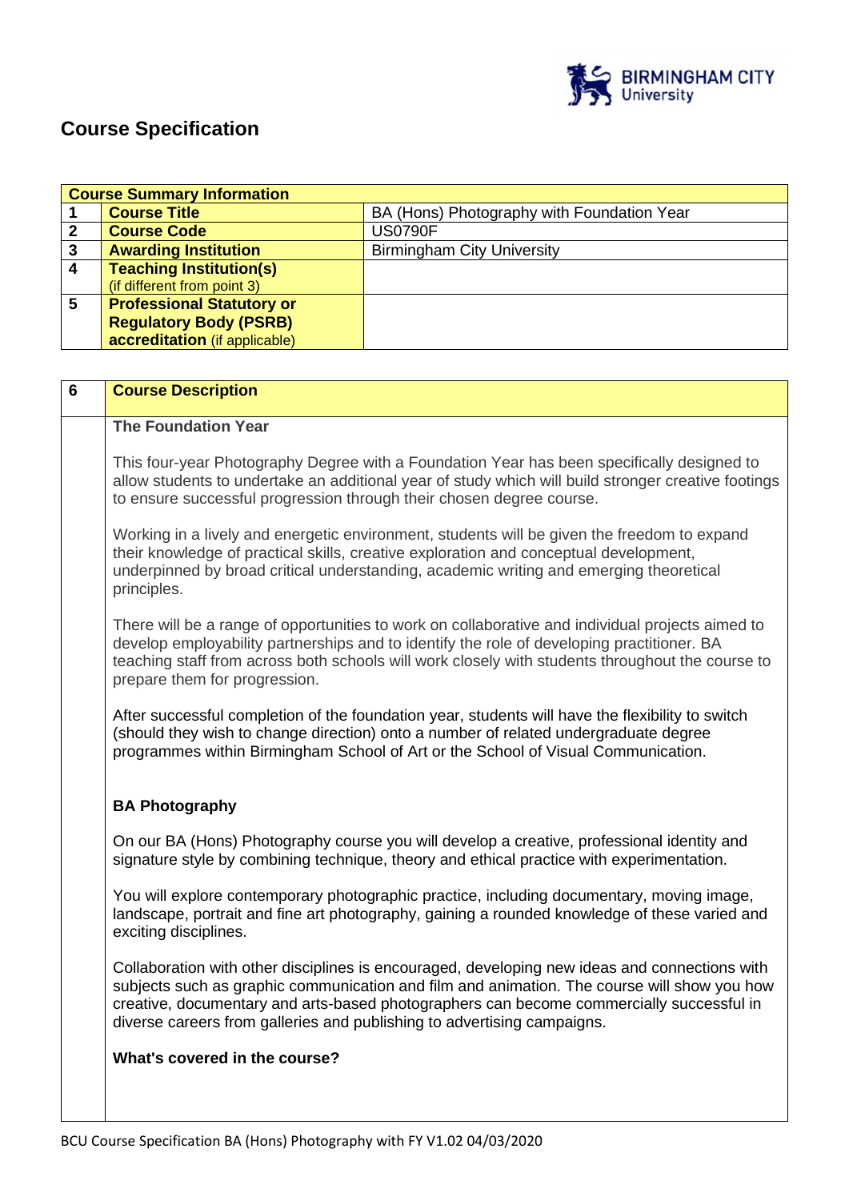# Course Specification

| Course Summary Information | | |
|---|---|---|
| 1 | **Course Title** | BA (Hons) Photography with Foundation Year |
| 2 | **Course Code** | US0790F |
| 3 | **Awarding Institution** | Birmingham City University |
| 4 | **Teaching Institution(s)** (if different from point 3) | |
| 5 | **Professional Statutory or Regulatory Body (PSRB) accreditation** (if applicable) | |

| 6 | **Course Description** |
|---|---|

**The Foundation Year**

This four-year Photography Degree with a Foundation Year has been specifically designed to allow students to undertake an additional year of study which will build stronger creative footings to ensure successful progression through their chosen degree course.

Working in a lively and energetic environment, students will be given the freedom to expand their knowledge of practical skills, creative exploration and conceptual development, underpinned by broad critical understanding, academic writing and emerging theoretical principles.

There will be a range of opportunities to work on collaborative and individual projects aimed to develop employability partnerships and to identify the role of developing practitioner. BA teaching staff from across both schools will work closely with students throughout the course to prepare them for progression.

After successful completion of the foundation year, students will have the flexibility to switch (should they wish to change direction) onto a number of related undergraduate degree programmes within Birmingham School of Art or the School of Visual Communication.

**BA Photography**

On our BA (Hons) Photography course you will develop a creative, professional identity and signature style by combining technique, theory and ethical practice with experimentation.

You will explore contemporary photographic practice, including documentary, moving image, landscape, portrait and fine art photography, gaining a rounded knowledge of these varied and exciting disciplines.

Collaboration with other disciplines is encouraged, developing new ideas and connections with subjects such as graphic communication and film and animation. The course will show you how creative, documentary and arts-based photographers can become commercially successful in diverse careers from galleries and publishing to advertising campaigns.

**What's covered in the course?**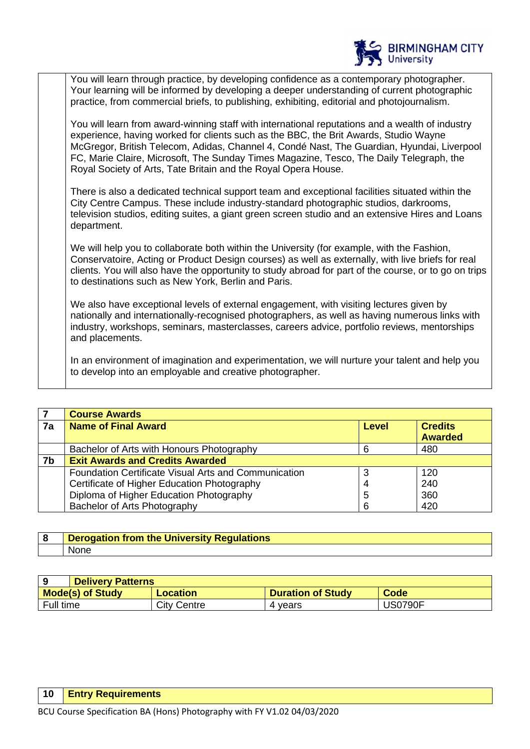You will learn through practice, by developing confidence as a contemporary photographer. Your learning will be informed by developing a deeper understanding of current photographic practice, from commercial briefs, to publishing, exhibiting, editorial and photojournalism.

You will learn from award-winning staff with international reputations and a wealth of industry experience, having worked for clients such as the BBC, the Brit Awards, Studio Wayne McGregor, British Telecom, Adidas, Channel 4, Condé Nast, The Guardian, Hyundai, Liverpool FC, Marie Claire, Microsoft, The Sunday Times Magazine, Tesco, The Daily Telegraph, the Royal Society of Arts, Tate Britain and the Royal Opera House.

There is also a dedicated technical support team and exceptional facilities situated within the City Centre Campus. These include industry-standard photographic studios, darkrooms, television studios, editing suites, a giant green screen studio and an extensive Hires and Loans department.

We will help you to collaborate both within the University (for example, with the Fashion, Conservatoire, Acting or Product Design courses) as well as externally, with live briefs for real clients. You will also have the opportunity to study abroad for part of the course, or to go on trips to destinations such as New York, Berlin and Paris.

We also have exceptional levels of external engagement, with visiting lectures given by nationally and internationally-recognised photographers, as well as having numerous links with industry, workshops, seminars, masterclasses, careers advice, portfolio reviews, mentorships and placements.

In an environment of imagination and experimentation, we will nurture your talent and help you to develop into an employable and creative photographer.

| 7 | **Course Awards** | | |
|---|---|---|---|
| **7a** | **Name of Final Award** | **Level** | **Credits Awarded** |
| | Bachelor of Arts with Honours Photography | 6 | 480 |
| **7b** | **Exit Awards and Credits Awarded** | | |
| | Foundation Certificate Visual Arts and Communication | 3 | 120 |
| | Certificate of Higher Education Photography | 4 | 240 |
| | Diploma of Higher Education Photography | 5 | 360 |
| | Bachelor of Arts Photography | 6 | 420 |

| 8 | **Derogation from the University Regulations** |
|---|---|
| | None |

| **9** | **Delivery Patterns** | | |
|---|---|---|---|
| **Mode(s) of Study** | **Location** | **Duration of Study** | **Code** |
| Full time | City Centre | 4 years | US0790F |

| 10 | **Entry Requirements** |
|---|---|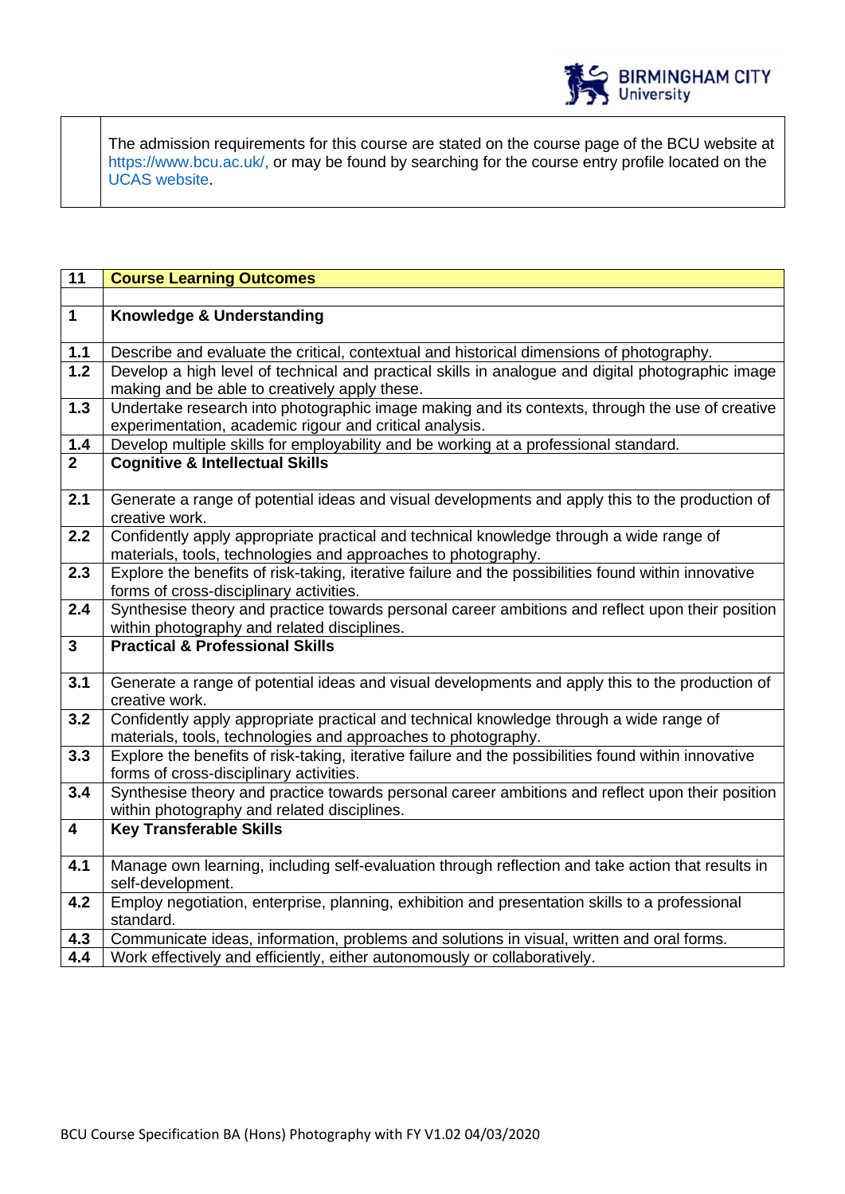| | |
|---|---|
| | The admission requirements for this course are stated on the course page of the BCU website at https://www.bcu.ac.uk/, or may be found by searching for the course entry profile located on the UCAS website. |

| 11 | **Course Learning Outcomes** |
|---|---|
| | |
| **1** | **Knowledge & Understanding** |
| **1.1** | Describe and evaluate the critical, contextual and historical dimensions of photography. |
| **1.2** | Develop a high level of technical and practical skills in analogue and digital photographic image making and be able to creatively apply these. |
| **1.3** | Undertake research into photographic image making and its contexts, through the use of creative experimentation, academic rigour and critical analysis. |
| **1.4** | Develop multiple skills for employability and be working at a professional standard. |
| **2** | **Cognitive & Intellectual Skills** |
| **2.1** | Generate a range of potential ideas and visual developments and apply this to the production of creative work. |
| **2.2** | Confidently apply appropriate practical and technical knowledge through a wide range of materials, tools, technologies and approaches to photography. |
| **2.3** | Explore the benefits of risk-taking, iterative failure and the possibilities found within innovative forms of cross-disciplinary activities. |
| **2.4** | Synthesise theory and practice towards personal career ambitions and reflect upon their position within photography and related disciplines. |
| **3** | **Practical & Professional Skills** |
| **3.1** | Generate a range of potential ideas and visual developments and apply this to the production of creative work. |
| **3.2** | Confidently apply appropriate practical and technical knowledge through a wide range of materials, tools, technologies and approaches to photography. |
| **3.3** | Explore the benefits of risk-taking, iterative failure and the possibilities found within innovative forms of cross-disciplinary activities. |
| **3.4** | Synthesise theory and practice towards personal career ambitions and reflect upon their position within photography and related disciplines. |
| **4** | **Key Transferable Skills** |
| **4.1** | Manage own learning, including self-evaluation through reflection and take action that results in self-development. |
| **4.2** | Employ negotiation, enterprise, planning, exhibition and presentation skills to a professional standard. |
| **4.3** | Communicate ideas, information, problems and solutions in visual, written and oral forms. |
| **4.4** | Work effectively and efficiently, either autonomously or collaboratively. |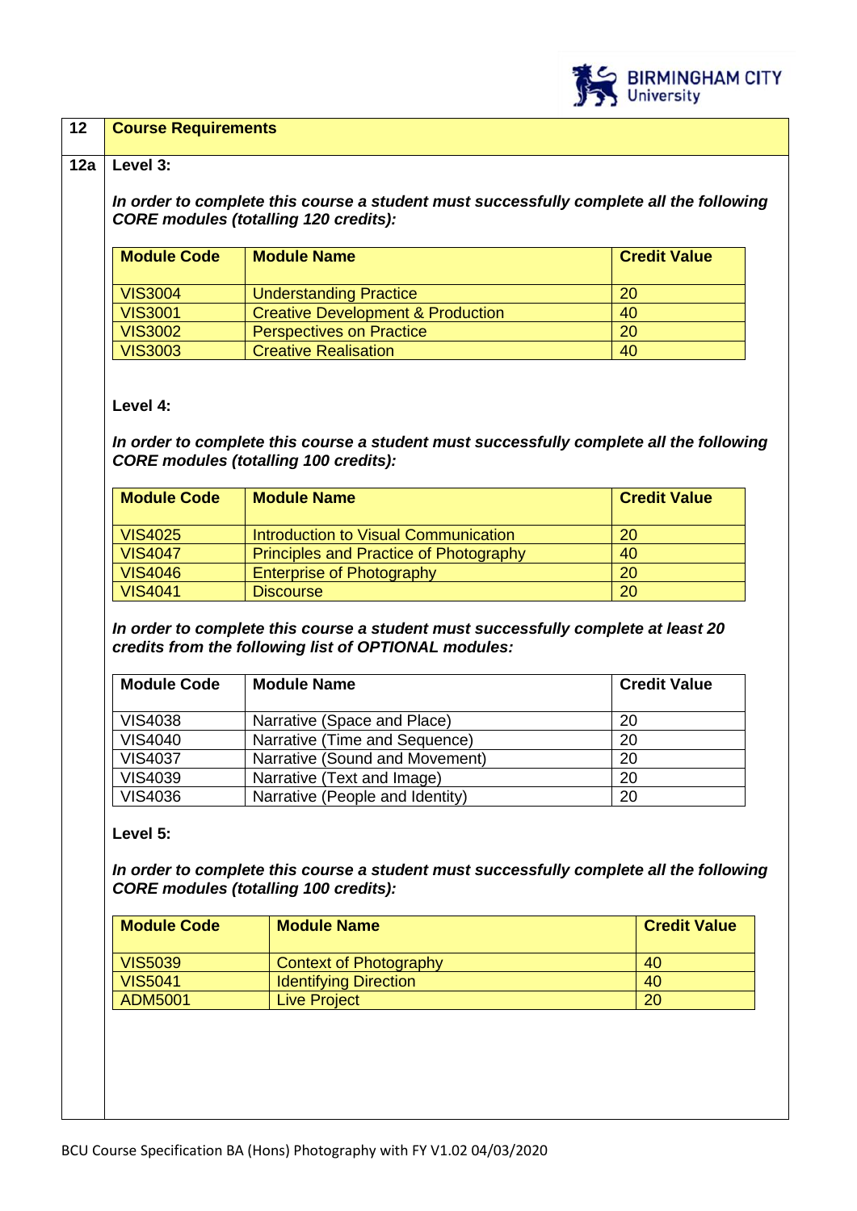| 12 | **Course Requirements** |
|---|---|

**12a** **Level 3:**

***In order to complete this course a student must successfully complete all the following CORE modules (totalling 120 credits):***

| Module Code | Module Name | Credit Value |
|---|---|---|
| VIS3004 | Understanding Practice | 20 |
| VIS3001 | Creative Development & Production | 40 |
| VIS3002 | Perspectives on Practice | 20 |
| VIS3003 | Creative Realisation | 40 |

**Level 4:**

***In order to complete this course a student must successfully complete all the following CORE modules (totalling 100 credits):***

| Module Code | Module Name | Credit Value |
|---|---|---|
| VIS4025 | Introduction to Visual Communication | 20 |
| VIS4047 | Principles and Practice of Photography | 40 |
| VIS4046 | Enterprise of Photography | 20 |
| VIS4041 | Discourse | 20 |

***In order to complete this course a student must successfully complete at least 20 credits from the following list of OPTIONAL modules:***

| Module Code | Module Name | Credit Value |
|---|---|---|
| VIS4038 | Narrative (Space and Place) | 20 |
| VIS4040 | Narrative (Time and Sequence) | 20 |
| VIS4037 | Narrative (Sound and Movement) | 20 |
| VIS4039 | Narrative (Text and Image) | 20 |
| VIS4036 | Narrative (People and Identity) | 20 |

**Level 5:**

***In order to complete this course a student must successfully complete all the following CORE modules (totalling 100 credits):***

| Module Code | Module Name | Credit Value |
|---|---|---|
| VIS5039 | Context of Photography | 40 |
| VIS5041 | Identifying Direction | 40 |
| ADM5001 | Live Project | 20 |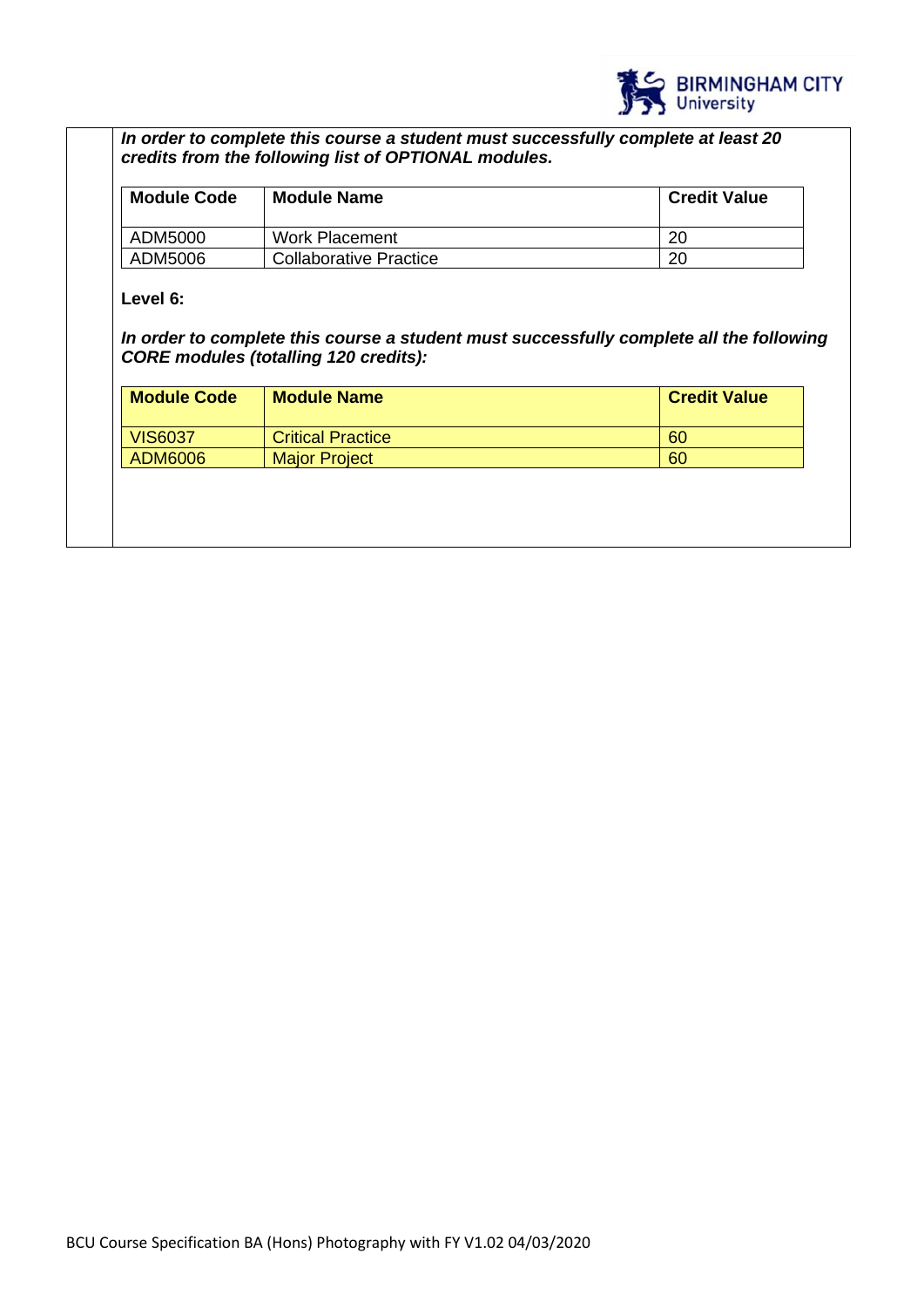***In order to complete this course a student must successfully complete at least 20 credits from the following list of OPTIONAL modules.***

| Module Code | Module Name | Credit Value |
|---|---|---|
| ADM5000 | Work Placement | 20 |
| ADM5006 | Collaborative Practice | 20 |

**Level 6:**

***In order to complete this course a student must successfully complete all the following CORE modules (totalling 120 credits):***

| Module Code | Module Name | Credit Value |
|---|---|---|
| VIS6037 | Critical Practice | 60 |
| ADM6006 | Major Project | 60 |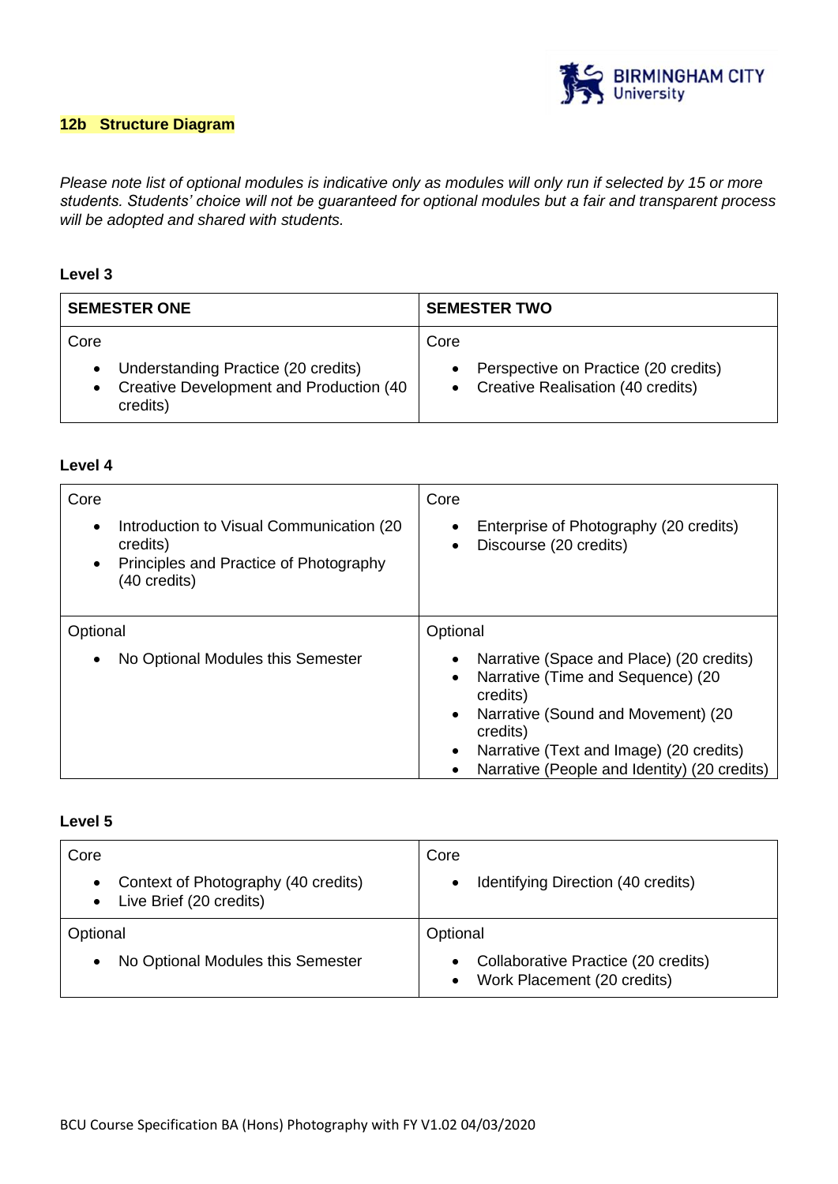## 12b Structure Diagram

*Please note list of optional modules is indicative only as modules will only run if selected by 15 or more students. Students' choice will not be guaranteed for optional modules but a fair and transparent process will be adopted and shared with students.*

### Level 3

| SEMESTER ONE | SEMESTER TWO |
|---|---|
| Core<br>• Understanding Practice (20 credits)<br>• Creative Development and Production (40 credits) | Core<br>• Perspective on Practice (20 credits)<br>• Creative Realisation (40 credits) |

### Level 4

| | |
|---|---|
| Core<br>• Introduction to Visual Communication (20 credits)<br>• Principles and Practice of Photography (40 credits) | Core<br>• Enterprise of Photography (20 credits)<br>• Discourse (20 credits) |
| Optional<br>• No Optional Modules this Semester | Optional<br>• Narrative (Space and Place) (20 credits)<br>• Narrative (Time and Sequence) (20 credits)<br>• Narrative (Sound and Movement) (20 credits)<br>• Narrative (Text and Image) (20 credits)<br>• Narrative (People and Identity) (20 credits) |

### Level 5

| | |
|---|---|
| Core<br>• Context of Photography (40 credits)<br>• Live Brief (20 credits) | Core<br>• Identifying Direction (40 credits) |
| Optional<br>• No Optional Modules this Semester | Optional<br>• Collaborative Practice (20 credits)<br>• Work Placement (20 credits) |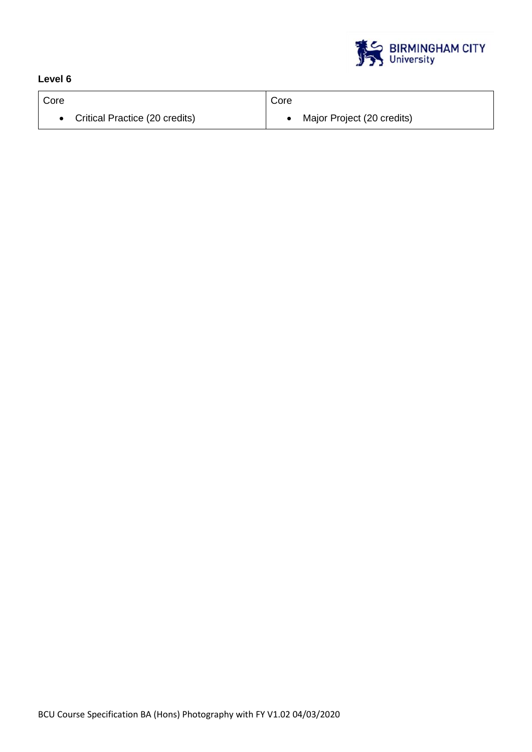**Level 6**

| Core | Core |
|---|---|
| • Critical Practice (20 credits) | • Major Project (20 credits) |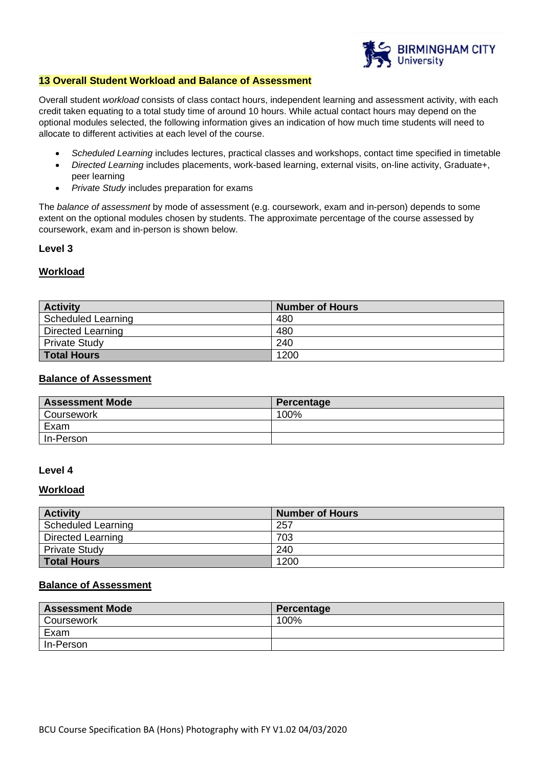## 13 Overall Student Workload and Balance of Assessment

Overall student *workload* consists of class contact hours, independent learning and assessment activity, with each credit taken equating to a total study time of around 10 hours. While actual contact hours may depend on the optional modules selected, the following information gives an indication of how much time students will need to allocate to different activities at each level of the course.

- *Scheduled Learning* includes lectures, practical classes and workshops, contact time specified in timetable
- *Directed Learning* includes placements, work-based learning, external visits, on-line activity, Graduate+, peer learning
- *Private Study* includes preparation for exams

The *balance of assessment* by mode of assessment (e.g. coursework, exam and in-person) depends to some extent on the optional modules chosen by students. The approximate percentage of the course assessed by coursework, exam and in-person is shown below.

**Level 3**

**Workload**

| Activity | Number of Hours |
|---|---|
| Scheduled Learning | 480 |
| Directed Learning | 480 |
| Private Study | 240 |
| **Total Hours** | 1200 |

**Balance of Assessment**

| Assessment Mode | Percentage |
|---|---|
| Coursework | 100% |
| Exam | |
| In-Person | |

**Level 4**

**Workload**

| Activity | Number of Hours |
|---|---|
| Scheduled Learning | 257 |
| Directed Learning | 703 |
| Private Study | 240 |
| **Total Hours** | 1200 |

**Balance of Assessment**

| Assessment Mode | Percentage |
|---|---|
| Coursework | 100% |
| Exam | |
| In-Person | |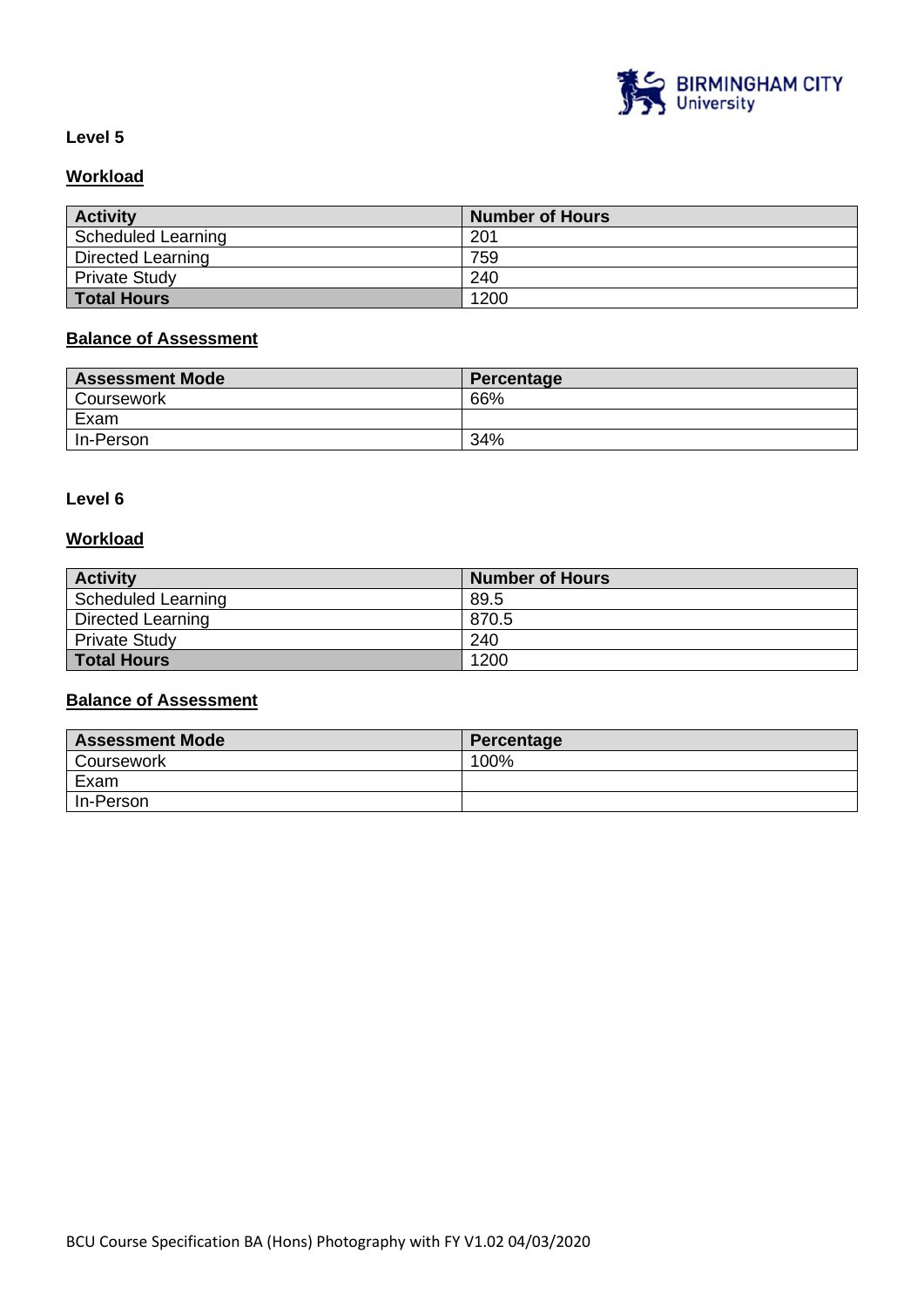**Level 5**

**Workload**

| Activity | Number of Hours |
|---|---|
| Scheduled Learning | 201 |
| Directed Learning | 759 |
| Private Study | 240 |
| **Total Hours** | 1200 |

**Balance of Assessment**

| Assessment Mode | Percentage |
|---|---|
| Coursework | 66% |
| Exam | |
| In-Person | 34% |

**Level 6**

**Workload**

| Activity | Number of Hours |
|---|---|
| Scheduled Learning | 89.5 |
| Directed Learning | 870.5 |
| Private Study | 240 |
| **Total Hours** | 1200 |

**Balance of Assessment**

| Assessment Mode | Percentage |
|---|---|
| Coursework | 100% |
| Exam | |
| In-Person | |